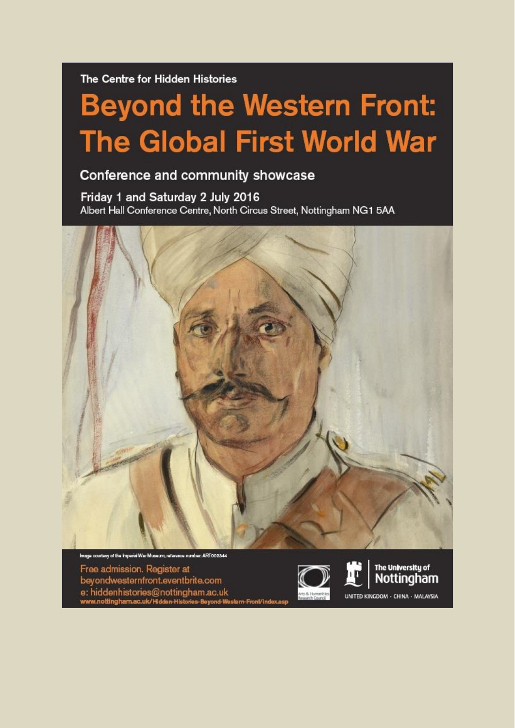The Centre for Hidden Histories

# Beyond the Western Front: The Global First World War

## Conference and community showcase

**Friday 1 and Saturday 2 July 2016**

Albert Hall Conference Centre, North Circus Street, Nottingham NG1 5AA

Image courtesy of the Imperial War Museum; reference number: ART002344

Free admission. Register at
beyondwesternfront.eventbrite.com
e: hiddenhistories@nottingham.ac.uk
www.nottingham.ac.uk/Hidden-Histories-Beyond-Western-Front/index.asp

Arts & Humanities Research Council

The University of Nottingham

UNITED KINGDOM · CHINA · MALAYSIA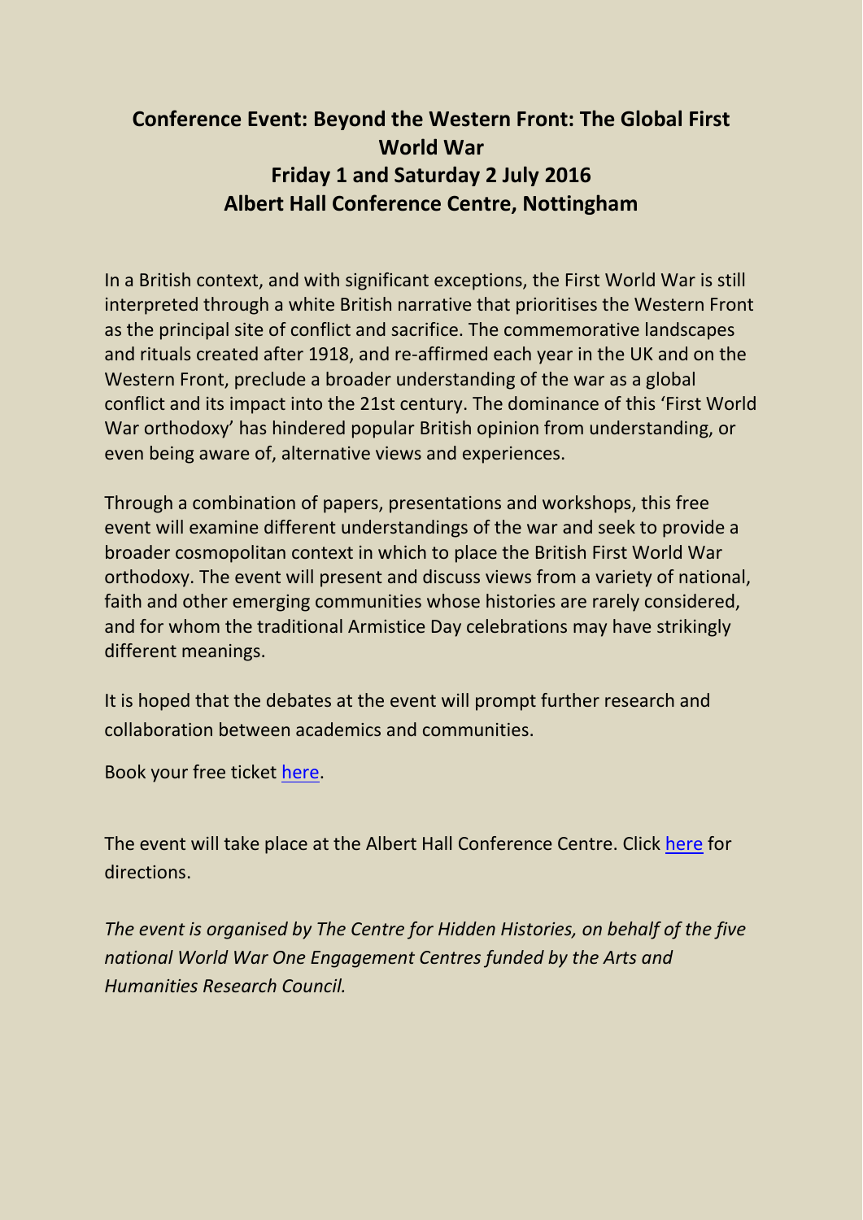## Conference Event: Beyond the Western Front: The Global First World War
## Friday 1 and Saturday 2 July 2016
## Albert Hall Conference Centre, Nottingham

In a British context, and with significant exceptions, the First World War is still interpreted through a white British narrative that prioritises the Western Front as the principal site of conflict and sacrifice. The commemorative landscapes and rituals created after 1918, and re-affirmed each year in the UK and on the Western Front, preclude a broader understanding of the war as a global conflict and its impact into the 21st century. The dominance of this 'First World War orthodoxy' has hindered popular British opinion from understanding, or even being aware of, alternative views and experiences.

Through a combination of papers, presentations and workshops, this free event will examine different understandings of the war and seek to provide a broader cosmopolitan context in which to place the British First World War orthodoxy. The event will present and discuss views from a variety of national, faith and other emerging communities whose histories are rarely considered, and for whom the traditional Armistice Day celebrations may have strikingly different meanings.

It is hoped that the debates at the event will prompt further research and collaboration between academics and communities.

Book your free ticket here.

The event will take place at the Albert Hall Conference Centre. Click here for directions.

*The event is organised by The Centre for Hidden Histories, on behalf of the five national World War One Engagement Centres funded by the Arts and Humanities Research Council.*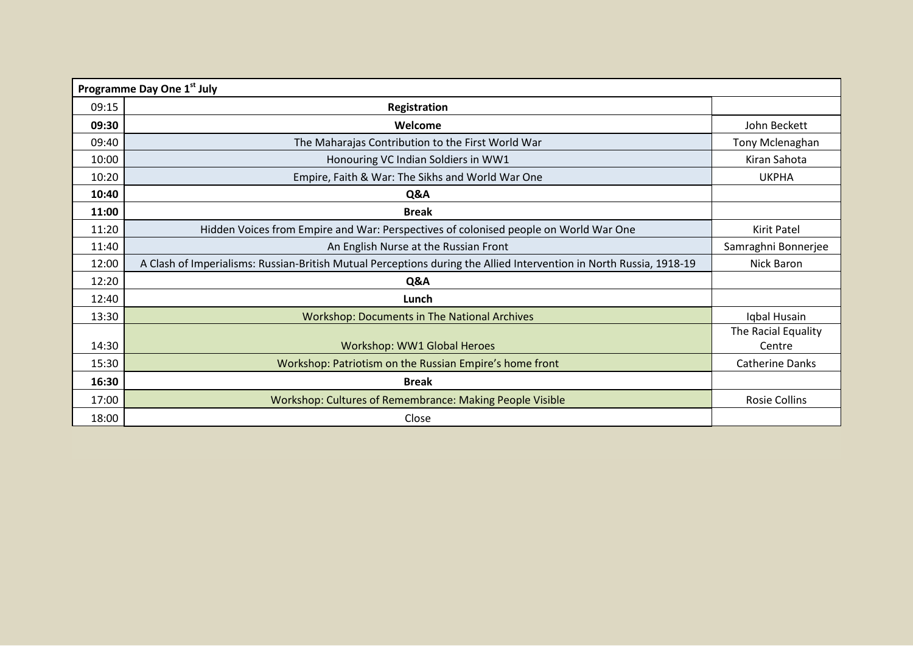| Programme Day One 1st July | | |
|---|---|---|
| 09:15 | **Registration** | |
| **09:30** | **Welcome** | John Beckett |
| 09:40 | The Maharajas Contribution to the First World War | Tony Mclenaghan |
| 10:00 | Honouring VC Indian Soldiers in WW1 | Kiran Sahota |
| 10:20 | Empire, Faith & War: The Sikhs and World War One | UKPHA |
| **10:40** | **Q&A** | |
| **11:00** | **Break** | |
| 11:20 | Hidden Voices from Empire and War: Perspectives of colonised people on World War One | Kirit Patel |
| 11:40 | An English Nurse at the Russian Front | Samraghni Bonnerjee |
| 12:00 | A Clash of Imperialisms: Russian-British Mutual Perceptions during the Allied Intervention in North Russia, 1918-19 | Nick Baron |
| 12:20 | **Q&A** | |
| 12:40 | **Lunch** | |
| 13:30 | Workshop: Documents in The National Archives | Iqbal Husain |
| 14:30 | Workshop: WW1 Global Heroes | The Racial Equality Centre |
| 15:30 | Workshop: Patriotism on the Russian Empire's home front | Catherine Danks |
| **16:30** | **Break** | |
| 17:00 | Workshop: Cultures of Remembrance: Making People Visible | Rosie Collins |
| 18:00 | Close | |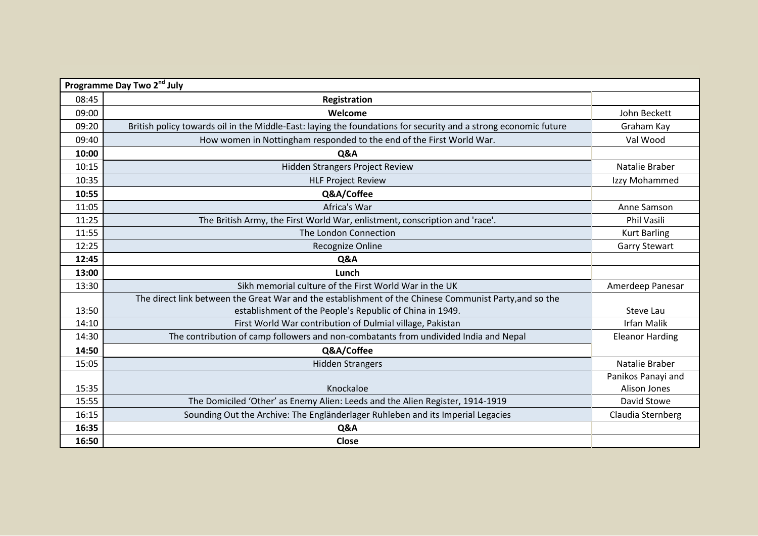| Programme Day Two 2nd July | | |
|---|---|---|
| 08:45 | **Registration** | |
| 09:00 | **Welcome** | John Beckett |
| 09:20 | British policy towards oil in the Middle-East: laying the foundations for security and a strong economic future | Graham Kay |
| 09:40 | How women in Nottingham responded to the end of the First World War. | Val Wood |
| **10:00** | **Q&A** | |
| 10:15 | Hidden Strangers Project Review | Natalie Braber |
| 10:35 | HLF Project Review | Izzy Mohammed |
| **10:55** | **Q&A/Coffee** | |
| 11:05 | Africa's War | Anne Samson |
| 11:25 | The British Army, the First World War, enlistment, conscription and 'race'. | Phil Vasili |
| 11:55 | The London Connection | Kurt Barling |
| 12:25 | Recognize Online | Garry Stewart |
| **12:45** | **Q&A** | |
| **13:00** | **Lunch** | |
| 13:30 | Sikh memorial culture of the First World War in the UK | Amerdeep Panesar |
| 13:50 | The direct link between the Great War and the establishment of the Chinese Communist Party,and so the establishment of the People's Republic of China in 1949. | Steve Lau |
| 14:10 | First World War contribution of Dulmial village, Pakistan | Irfan Malik |
| 14:30 | The contribution of camp followers and non-combatants from undivided India and Nepal | Eleanor Harding |
| **14:50** | **Q&A/Coffee** | |
| 15:05 | Hidden Strangers | Natalie Braber |
| 15:35 | Knockaloe | Panikos Panayi and Alison Jones |
| 15:55 | The Domiciled 'Other' as Enemy Alien: Leeds and the Alien Register, 1914-1919 | David Stowe |
| 16:15 | Sounding Out the Archive: The Engländerlager Ruhleben and its Imperial Legacies | Claudia Sternberg |
| **16:35** | **Q&A** | |
| **16:50** | **Close** | |